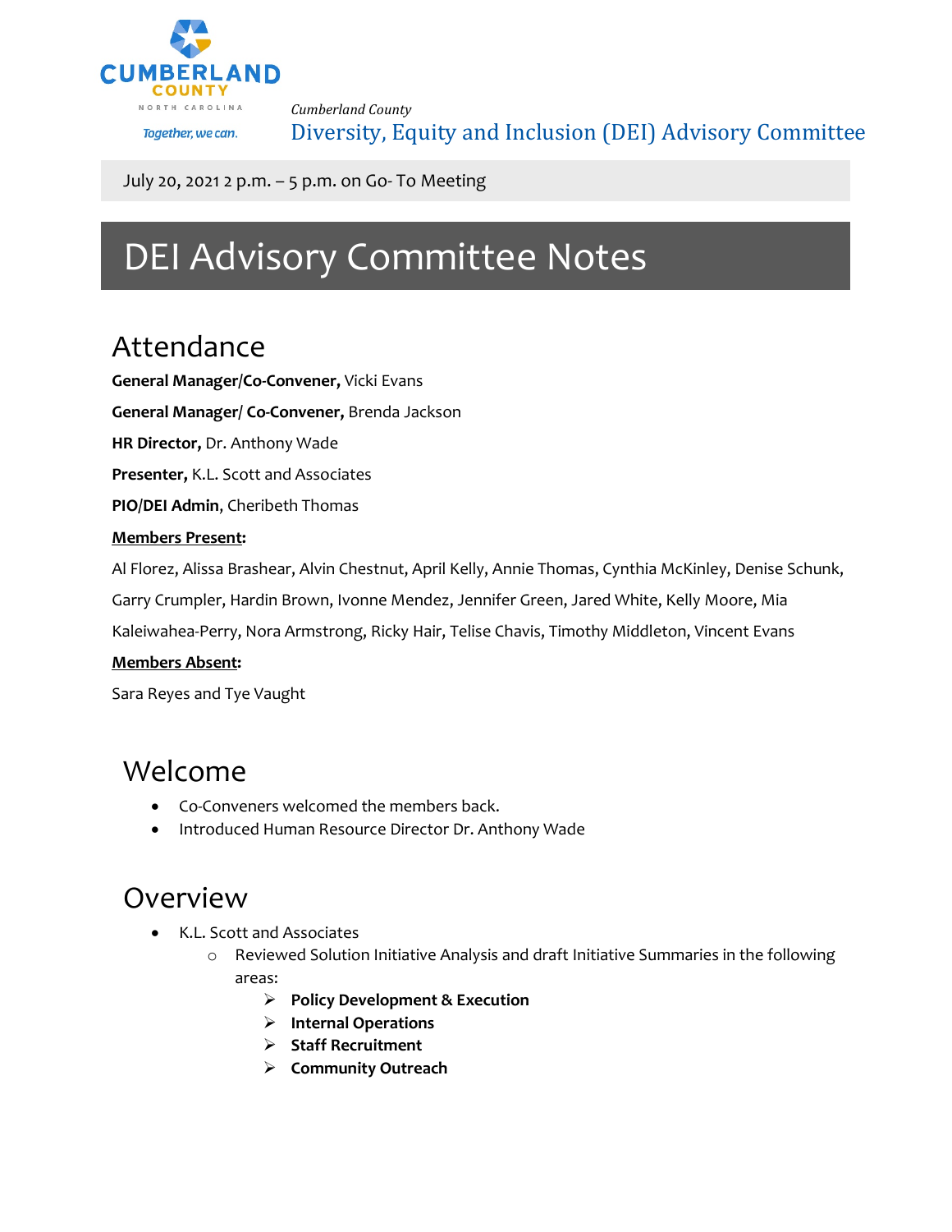Cumberland County

Diversity, Equity and Inclusion (DEI) Advisory Committee

July 20, 2021 2 p.m. – 5 p.m. on Go- To Meeting

# DEI Advisory Committee Notes

## Attendance

**General Manager/Co-Convener,** Vicki Evans

**General Manager/ Co-Convener,** Brenda Jackson

**HR Director,** Dr. Anthony Wade

**Presenter,** K.L. Scott and Associates

**PIO/DEI Admin**, Cheribeth Thomas

**Members Present:**

Al Florez, Alissa Brashear, Alvin Chestnut, April Kelly, Annie Thomas, Cynthia McKinley, Denise Schunk, Garry Crumpler, Hardin Brown, Ivonne Mendez, Jennifer Green, Jared White, Kelly Moore, Mia Kaleiwahea-Perry, Nora Armstrong, Ricky Hair, Telise Chavis, Timothy Middleton, Vincent Evans

**Members Absent:**

Sara Reyes and Tye Vaught

## Welcome

- Co-Conveners welcomed the members back.
- Introduced Human Resource Director Dr. Anthony Wade

## Overview

- K.L. Scott and Associates
  - Reviewed Solution Initiative Analysis and draft Initiative Summaries in the following areas:
    - **Policy Development & Execution**
    - **Internal Operations**
    - **Staff Recruitment**
    - **Community Outreach**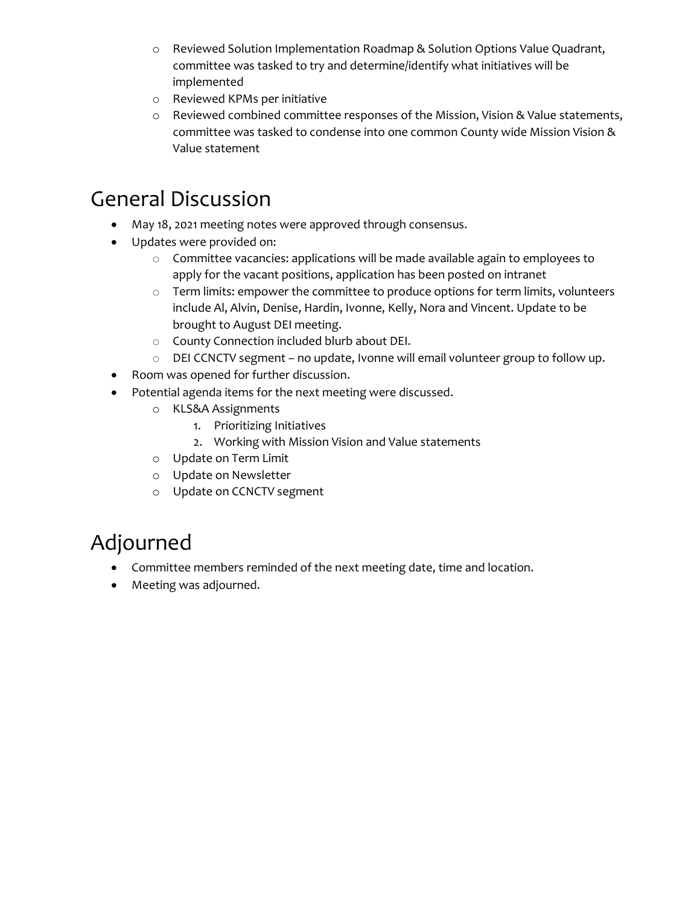- Reviewed Solution Implementation Roadmap & Solution Options Value Quadrant, committee was tasked to try and determine/identify what initiatives will be implemented
  - Reviewed KPMs per initiative
  - Reviewed combined committee responses of the Mission, Vision & Value statements, committee was tasked to condense into one common County wide Mission Vision & Value statement

# General Discussion

- May 18, 2021 meeting notes were approved through consensus.
- Updates were provided on:
  - Committee vacancies: applications will be made available again to employees to apply for the vacant positions, application has been posted on intranet
  - Term limits: empower the committee to produce options for term limits, volunteers include Al, Alvin, Denise, Hardin, Ivonne, Kelly, Nora and Vincent. Update to be brought to August DEI meeting.
  - County Connection included blurb about DEI.
  - DEI CCNCTV segment – no update, Ivonne will email volunteer group to follow up.
- Room was opened for further discussion.
- Potential agenda items for the next meeting were discussed.
  - KLS&A Assignments
    1. Prioritizing Initiatives
    2. Working with Mission Vision and Value statements
  - Update on Term Limit
  - Update on Newsletter
  - Update on CCNCTV segment

# Adjourned

- Committee members reminded of the next meeting date, time and location.
- Meeting was adjourned.